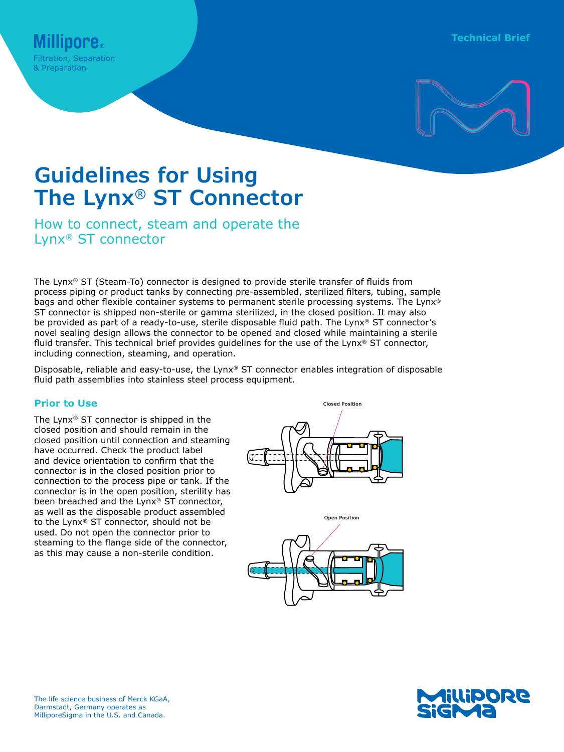Millipore®
Filtration, Separation & Preparation

Technical Brief

# Guidelines for Using The Lynx® ST Connector

## How to connect, steam and operate the Lynx® ST connector

The Lynx® ST (Steam-To) connector is designed to provide sterile transfer of fluids from process piping or product tanks by connecting pre-assembled, sterilized filters, tubing, sample bags and other flexible container systems to permanent sterile processing systems. The Lynx® ST connector is shipped non-sterile or gamma sterilized, in the closed position. It may also be provided as part of a ready-to-use, sterile disposable fluid path. The Lynx® ST connector's novel sealing design allows the connector to be opened and closed while maintaining a sterile fluid transfer. This technical brief provides guidelines for the use of the Lynx® ST connector, including connection, steaming, and operation.

Disposable, reliable and easy-to-use, the Lynx® ST connector enables integration of disposable fluid path assemblies into stainless steel process equipment.

### Prior to Use

The Lynx® ST connector is shipped in the closed position and should remain in the closed position until connection and steaming have occurred. Check the product label and device orientation to confirm that the connector is in the closed position prior to connection to the process pipe or tank. If the connector is in the open position, sterility has been breached and the Lynx® ST connector, as well as the disposable product assembled to the Lynx® ST connector, should not be used. Do not open the connector prior to steaming to the flange side of the connector, as this may cause a non-sterile condition.

Closed Position

Open Position

The life science business of Merck KGaA, Darmstadt, Germany operates as MilliporeSigma in the U.S. and Canada.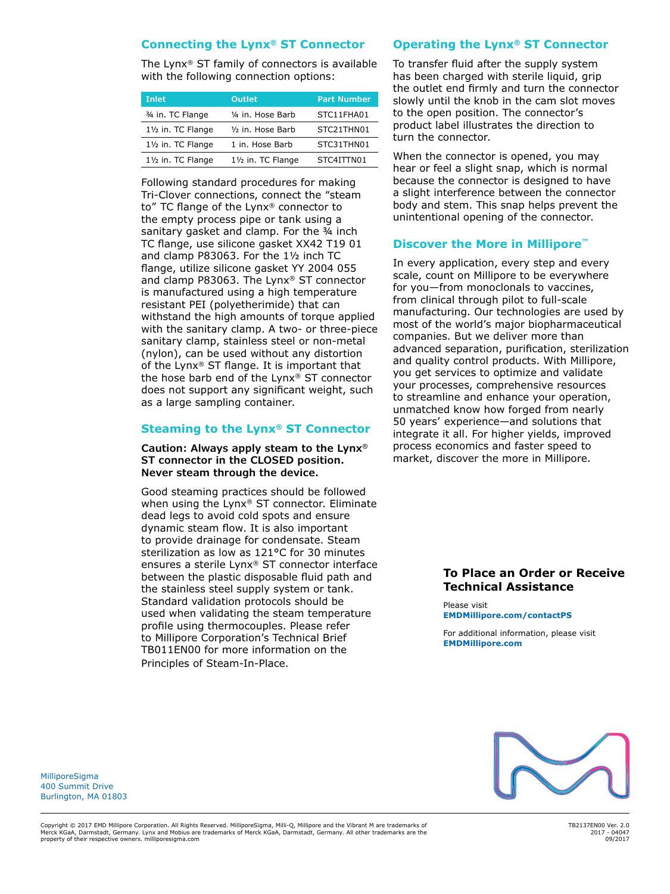## Connecting the Lynx® ST Connector

The Lynx® ST family of connectors is available with the following connection options:

| Inlet | Outlet | Part Number |
|---|---|---|
| ¾ in. TC Flange | ¼ in. Hose Barb | STC11FHA01 |
| 1½ in. TC Flange | ½ in. Hose Barb | STC21THN01 |
| 1½ in. TC Flange | 1 in. Hose Barb | STC31THN01 |
| 1½ in. TC Flange | 1½ in. TC Flange | STC4ITTN01 |

Following standard procedures for making Tri-Clover connections, connect the "steam to" TC flange of the Lynx® connector to the empty process pipe or tank using a sanitary gasket and clamp. For the ¾ inch TC flange, use silicone gasket XX42 T19 01 and clamp P83063. For the 1½ inch TC flange, utilize silicone gasket YY 2004 055 and clamp P83063. The Lynx® ST connector is manufactured using a high temperature resistant PEI (polyetherimide) that can withstand the high amounts of torque applied with the sanitary clamp. A two- or three-piece sanitary clamp, stainless steel or non-metal (nylon), can be used without any distortion of the Lynx® ST flange. It is important that the hose barb end of the Lynx® ST connector does not support any significant weight, such as a large sampling container.

## Steaming to the Lynx® ST Connector

**Caution: Always apply steam to the Lynx® ST connector in the CLOSED position. Never steam through the device.**

Good steaming practices should be followed when using the Lynx® ST connector. Eliminate dead legs to avoid cold spots and ensure dynamic steam flow. It is also important to provide drainage for condensate. Steam sterilization as low as 121°C for 30 minutes ensures a sterile Lynx® ST connector interface between the plastic disposable fluid path and the stainless steel supply system or tank. Standard validation protocols should be used when validating the steam temperature profile using thermocouples. Please refer to Millipore Corporation's Technical Brief TB011EN00 for more information on the Principles of Steam-In-Place.

## Operating the Lynx® ST Connector

To transfer fluid after the supply system has been charged with sterile liquid, grip the outlet end firmly and turn the connector slowly until the knob in the cam slot moves to the open position. The connector's product label illustrates the direction to turn the connector.

When the connector is opened, you may hear or feel a slight snap, which is normal because the connector is designed to have a slight interference between the connector body and stem. This snap helps prevent the unintentional opening of the connector.

## Discover the More in Millipore™

In every application, every step and every scale, count on Millipore to be everywhere for you—from monoclonals to vaccines, from clinical through pilot to full-scale manufacturing. Our technologies are used by most of the world's major biopharmaceutical companies. But we deliver more than advanced separation, purification, sterilization and quality control products. With Millipore, you get services to optimize and validate your processes, comprehensive resources to streamline and enhance your operation, unmatched know how forged from nearly 50 years' experience—and solutions that integrate it all. For higher yields, improved process economics and faster speed to market, discover the more in Millipore.

### To Place an Order or Receive Technical Assistance

Please visit
**EMDMillipore.com/contactPS**

For additional information, please visit
**EMDMillipore.com**

MilliporeSigma
400 Summit Drive
Burlington, MA 01803

Copyright © 2017 EMD Millipore Corporation. All Rights Reserved. MilliporeSigma, Milli-Q, Millipore and the Vibrant M are trademarks of Merck KGaA, Darmstadt, Germany. Lynx and Mobius are trademarks of Merck KGaA, Darmstadt, Germany. All other trademarks are the property of their respective owners. milliporesigma.com

TB2137EN00 Ver. 2.0
2017 - 04047
09/2017